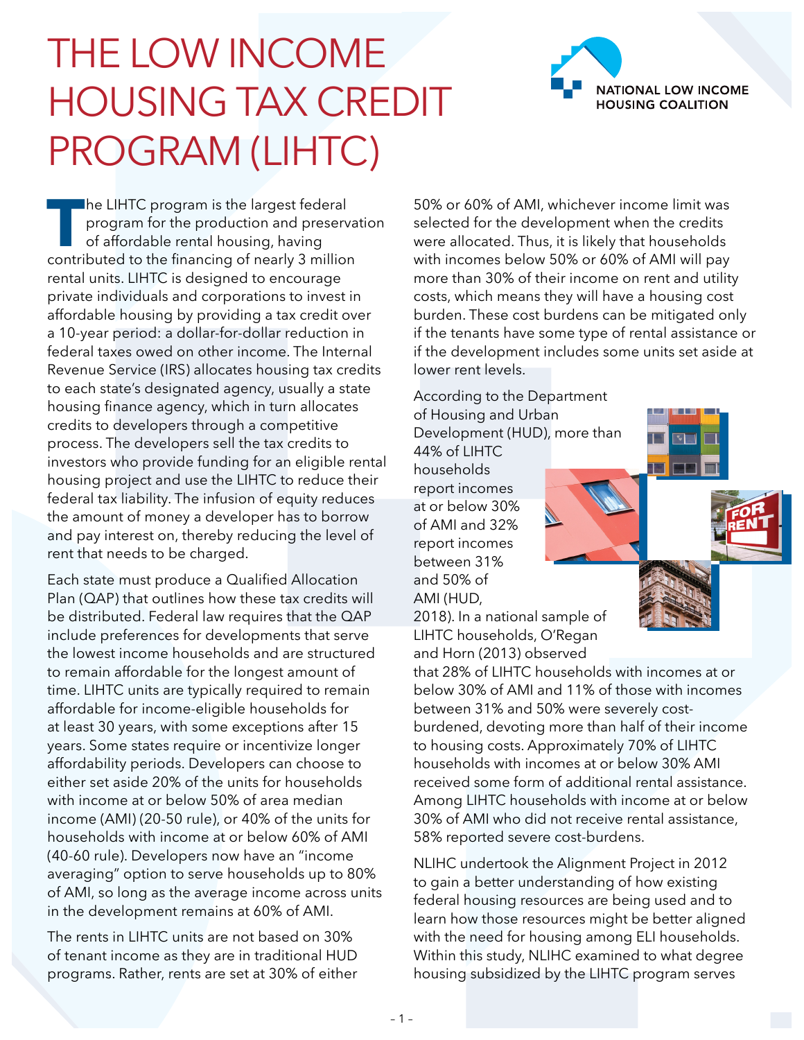# THE LOW INCOME HOUSING TAX CREDIT PROGRAM (LIHTC)

NATIONAL LOW INCOME HOUSING COALITION

The LIHTC program is the largest federal program for the production and preservation of affordable rental housing, having contributed to the financing of nearly 3 million rental units. LIHTC is designed to encourage private individuals and corporations to invest in affordable housing by providing a tax credit over a 10-year period: a dollar-for-dollar reduction in federal taxes owed on other income. The Internal Revenue Service (IRS) allocates housing tax credits to each state's designated agency, usually a state housing finance agency, which in turn allocates credits to developers through a competitive process. The developers sell the tax credits to investors who provide funding for an eligible rental housing project and use the LIHTC to reduce their federal tax liability. The infusion of equity reduces the amount of money a developer has to borrow and pay interest on, thereby reducing the level of rent that needs to be charged.

Each state must produce a Qualified Allocation Plan (QAP) that outlines how these tax credits will be distributed. Federal law requires that the QAP include preferences for developments that serve the lowest income households and are structured to remain affordable for the longest amount of time. LIHTC units are typically required to remain affordable for income-eligible households for at least 30 years, with some exceptions after 15 years. Some states require or incentivize longer affordability periods. Developers can choose to either set aside 20% of the units for households with income at or below 50% of area median income (AMI) (20-50 rule), or 40% of the units for households with income at or below 60% of AMI (40-60 rule). Developers now have an "income averaging" option to serve households up to 80% of AMI, so long as the average income across units in the development remains at 60% of AMI.

The rents in LIHTC units are not based on 30% of tenant income as they are in traditional HUD programs. Rather, rents are set at 30% of either 50% or 60% of AMI, whichever income limit was selected for the development when the credits were allocated. Thus, it is likely that households with incomes below 50% or 60% of AMI will pay more than 30% of their income on rent and utility costs, which means they will have a housing cost burden. These cost burdens can be mitigated only if the tenants have some type of rental assistance or if the development includes some units set aside at lower rent levels.

According to the Department of Housing and Urban Development (HUD), more than 44% of LIHTC households report incomes at or below 30% of AMI and 32% report incomes between 31% and 50% of AMI (HUD, 2018). In a national sample of LIHTC households, O'Regan and Horn (2013) observed that 28% of LIHTC households with incomes at or below 30% of AMI and 11% of those with incomes between 31% and 50% were severely cost-burdened, devoting more than half of their income to housing costs. Approximately 70% of LIHTC households with incomes at or below 30% AMI received some form of additional rental assistance. Among LIHTC households with income at or below 30% of AMI who did not receive rental assistance, 58% reported severe cost-burdens.

NLIHC undertook the Alignment Project in 2012 to gain a better understanding of how existing federal housing resources are being used and to learn how those resources might be better aligned with the need for housing among ELI households. Within this study, NLIHC examined to what degree housing subsidized by the LIHTC program serves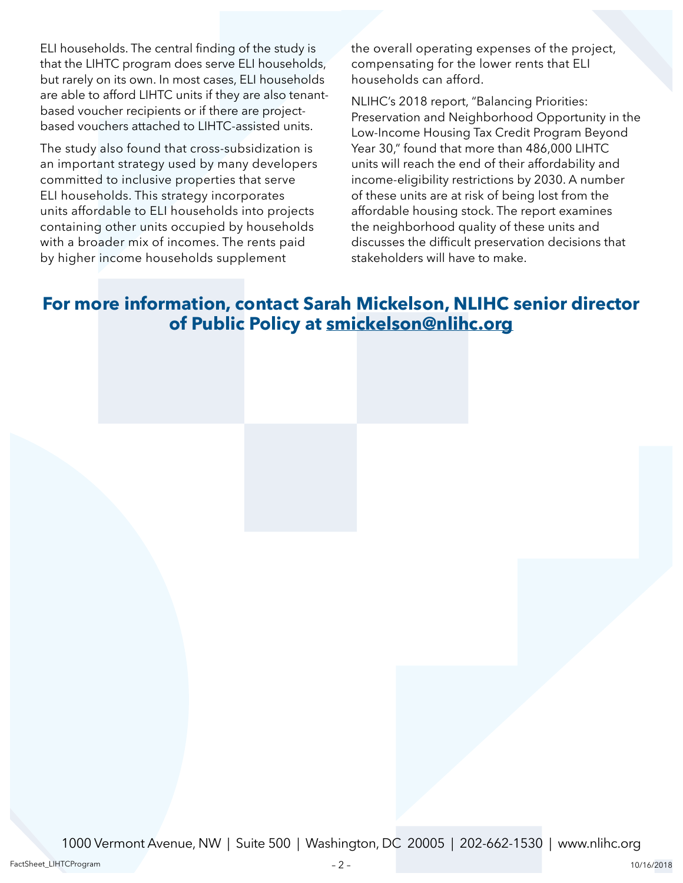ELI households. The central finding of the study is that the LIHTC program does serve ELI households, but rarely on its own. In most cases, ELI households are able to afford LIHTC units if they are also tenant-based voucher recipients or if there are project-based vouchers attached to LIHTC-assisted units.

The study also found that cross-subsidization is an important strategy used by many developers committed to inclusive properties that serve ELI households. This strategy incorporates units affordable to ELI households into projects containing other units occupied by households with a broader mix of incomes. The rents paid by higher income households supplement the overall operating expenses of the project, compensating for the lower rents that ELI households can afford.

NLIHC's 2018 report, "Balancing Priorities: Preservation and Neighborhood Opportunity in the Low-Income Housing Tax Credit Program Beyond Year 30," found that more than 486,000 LIHTC units will reach the end of their affordability and income-eligibility restrictions by 2030. A number of these units are at risk of being lost from the affordable housing stock. The report examines the neighborhood quality of these units and discusses the difficult preservation decisions that stakeholders will have to make.

**For more information, contact Sarah Mickelson, NLIHC senior director of Public Policy at smickelson@nlihc.org**

1000 Vermont Avenue, NW | Suite 500 | Washington, DC 20005 | 202-662-1530 | www.nlihc.org